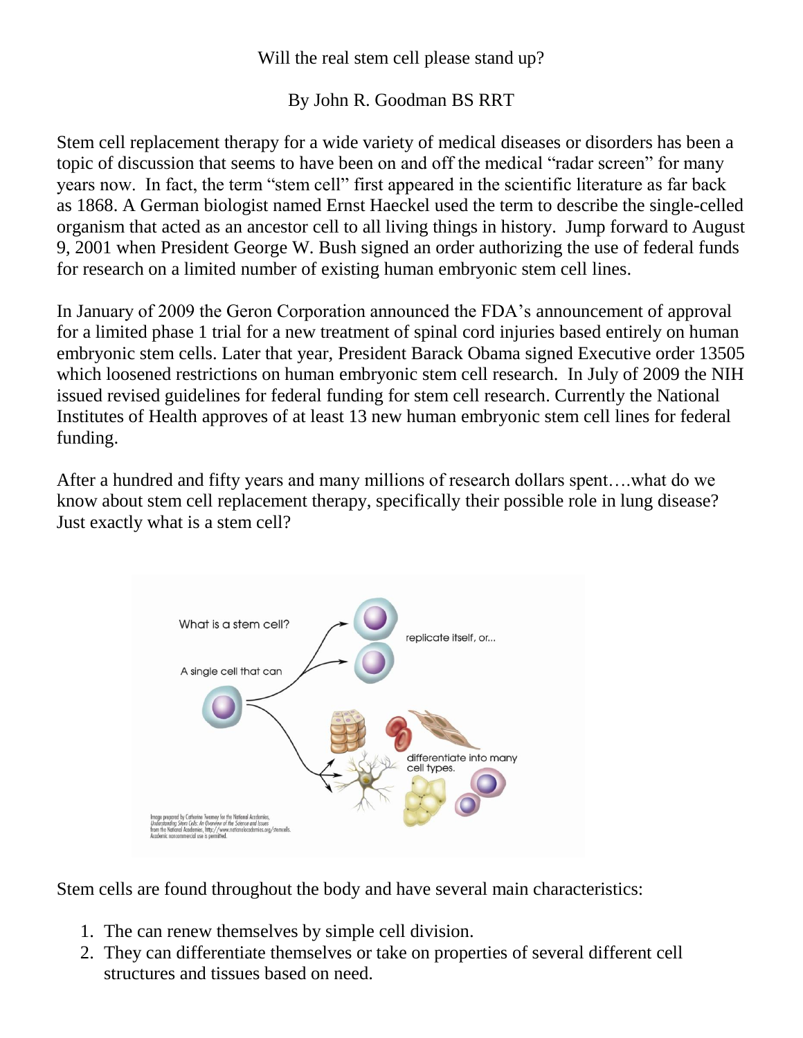# Will the real stem cell please stand up?

By John R. Goodman BS RRT

Stem cell replacement therapy for a wide variety of medical diseases or disorders has been a topic of discussion that seems to have been on and off the medical "radar screen" for many years now. In fact, the term "stem cell" first appeared in the scientific literature as far back as 1868. A German biologist named Ernst Haeckel used the term to describe the single-celled organism that acted as an ancestor cell to all living things in history. Jump forward to August 9, 2001 when President George W. Bush signed an order authorizing the use of federal funds for research on a limited number of existing human embryonic stem cell lines.

In January of 2009 the Geron Corporation announced the FDA's announcement of approval for a limited phase 1 trial for a new treatment of spinal cord injuries based entirely on human embryonic stem cells. Later that year, President Barack Obama signed Executive order 13505 which loosened restrictions on human embryonic stem cell research. In July of 2009 the NIH issued revised guidelines for federal funding for stem cell research. Currently the National Institutes of Health approves of at least 13 new human embryonic stem cell lines for federal funding.

After a hundred and fifty years and many millions of research dollars spent….what do we know about stem cell replacement therapy, specifically their possible role in lung disease? Just exactly what is a stem cell?

Stem cells are found throughout the body and have several main characteristics:

1. The can renew themselves by simple cell division.
2. They can differentiate themselves or take on properties of several different cell structures and tissues based on need.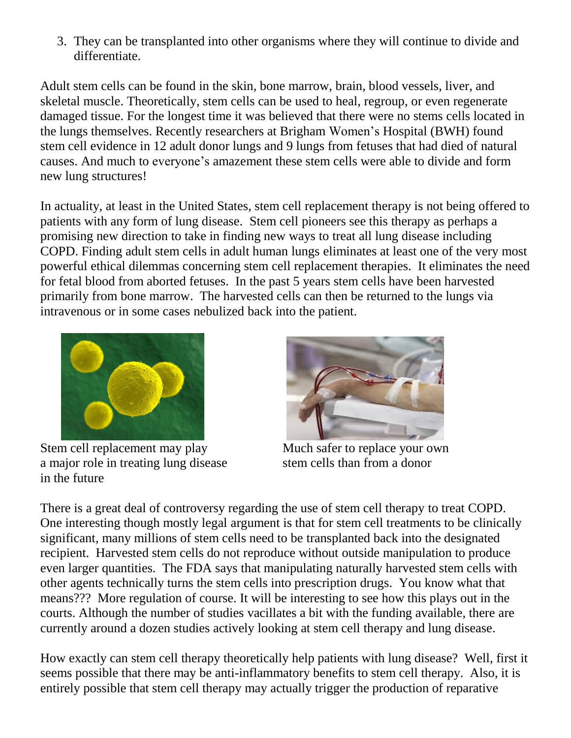3. They can be transplanted into other organisms where they will continue to divide and differentiate.

Adult stem cells can be found in the skin, bone marrow, brain, blood vessels, liver, and skeletal muscle. Theoretically, stem cells can be used to heal, regroup, or even regenerate damaged tissue. For the longest time it was believed that there were no stems cells located in the lungs themselves. Recently researchers at Brigham Women's Hospital (BWH) found stem cell evidence in 12 adult donor lungs and 9 lungs from fetuses that had died of natural causes. And much to everyone's amazement these stem cells were able to divide and form new lung structures!

In actuality, at least in the United States, stem cell replacement therapy is not being offered to patients with any form of lung disease. Stem cell pioneers see this therapy as perhaps a promising new direction to take in finding new ways to treat all lung disease including COPD. Finding adult stem cells in adult human lungs eliminates at least one of the very most powerful ethical dilemmas concerning stem cell replacement therapies. It eliminates the need for fetal blood from aborted fetuses. In the past 5 years stem cells have been harvested primarily from bone marrow. The harvested cells can then be returned to the lungs via intravenous or in some cases nebulized back into the patient.

Stem cell replacement may play a major role in treating lung disease in the future

Much safer to replace your own stem cells than from a donor

There is a great deal of controversy regarding the use of stem cell therapy to treat COPD. One interesting though mostly legal argument is that for stem cell treatments to be clinically significant, many millions of stem cells need to be transplanted back into the designated recipient. Harvested stem cells do not reproduce without outside manipulation to produce even larger quantities. The FDA says that manipulating naturally harvested stem cells with other agents technically turns the stem cells into prescription drugs. You know what that means??? More regulation of course. It will be interesting to see how this plays out in the courts. Although the number of studies vacillates a bit with the funding available, there are currently around a dozen studies actively looking at stem cell therapy and lung disease.

How exactly can stem cell therapy theoretically help patients with lung disease? Well, first it seems possible that there may be anti-inflammatory benefits to stem cell therapy. Also, it is entirely possible that stem cell therapy may actually trigger the production of reparative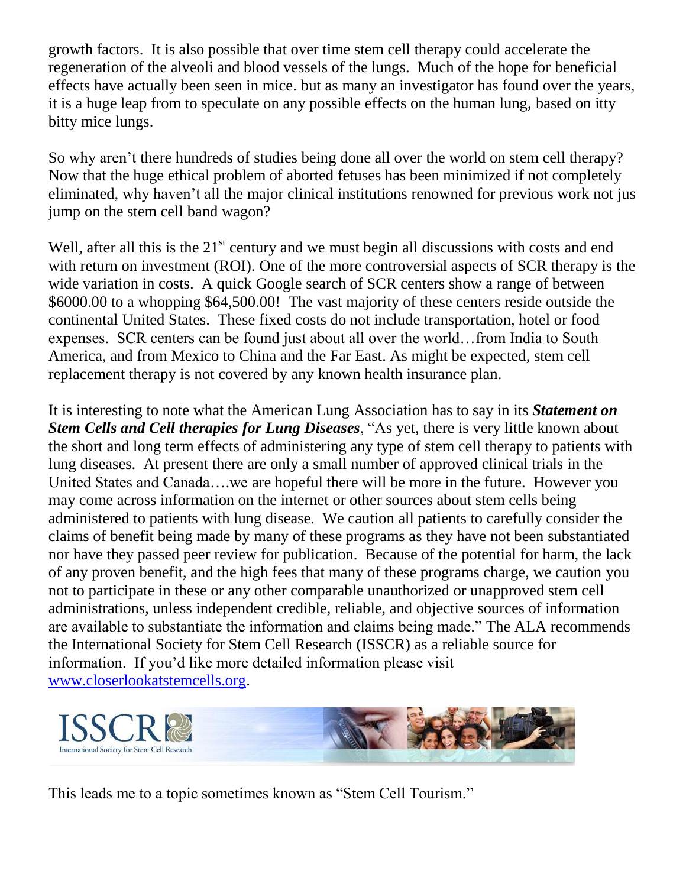growth factors. It is also possible that over time stem cell therapy could accelerate the regeneration of the alveoli and blood vessels of the lungs. Much of the hope for beneficial effects have actually been seen in mice. but as many an investigator has found over the years, it is a huge leap from to speculate on any possible effects on the human lung, based on itty bitty mice lungs.

So why aren't there hundreds of studies being done all over the world on stem cell therapy? Now that the huge ethical problem of aborted fetuses has been minimized if not completely eliminated, why haven't all the major clinical institutions renowned for previous work not jus jump on the stem cell band wagon?

Well, after all this is the 21st century and we must begin all discussions with costs and end with return on investment (ROI). One of the more controversial aspects of SCR therapy is the wide variation in costs. A quick Google search of SCR centers show a range of between $6000.00 to a whopping $64,500.00! The vast majority of these centers reside outside the continental United States. These fixed costs do not include transportation, hotel or food expenses. SCR centers can be found just about all over the world…from India to South America, and from Mexico to China and the Far East. As might be expected, stem cell replacement therapy is not covered by any known health insurance plan.

It is interesting to note what the American Lung Association has to say in its ***Statement on Stem Cells and Cell therapies for Lung Diseases***, "As yet, there is very little known about the short and long term effects of administering any type of stem cell therapy to patients with lung diseases. At present there are only a small number of approved clinical trials in the United States and Canada….we are hopeful there will be more in the future. However you may come across information on the internet or other sources about stem cells being administered to patients with lung disease. We caution all patients to carefully consider the claims of benefit being made by many of these programs as they have not been substantiated nor have they passed peer review for publication. Because of the potential for harm, the lack of any proven benefit, and the high fees that many of these programs charge, we caution you not to participate in these or any other comparable unauthorized or unapproved stem cell administrations, unless independent credible, reliable, and objective sources of information are available to substantiate the information and claims being made." The ALA recommends the International Society for Stem Cell Research (ISSCR) as a reliable source for information. If you'd like more detailed information please visit [www.closerlookatstemcells.org](www.closerlookatstemcells.org).

ISSCR
International Society for Stem Cell Research

This leads me to a topic sometimes known as "Stem Cell Tourism."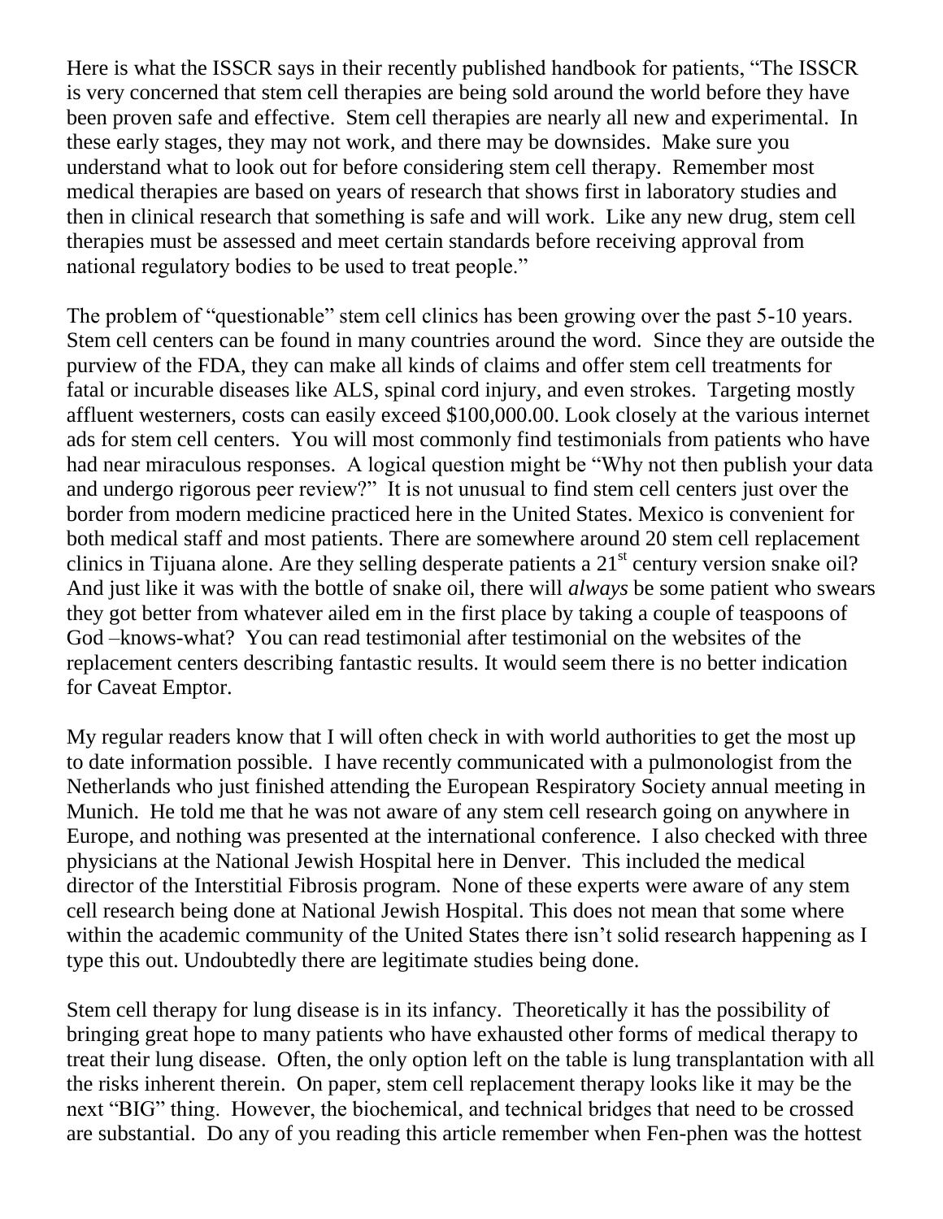Here is what the ISSCR says in their recently published handbook for patients, "The ISSCR is very concerned that stem cell therapies are being sold around the world before they have been proven safe and effective. Stem cell therapies are nearly all new and experimental. In these early stages, they may not work, and there may be downsides. Make sure you understand what to look out for before considering stem cell therapy. Remember most medical therapies are based on years of research that shows first in laboratory studies and then in clinical research that something is safe and will work. Like any new drug, stem cell therapies must be assessed and meet certain standards before receiving approval from national regulatory bodies to be used to treat people."

The problem of "questionable" stem cell clinics has been growing over the past 5-10 years. Stem cell centers can be found in many countries around the word. Since they are outside the purview of the FDA, they can make all kinds of claims and offer stem cell treatments for fatal or incurable diseases like ALS, spinal cord injury, and even strokes. Targeting mostly affluent westerners, costs can easily exceed $100,000.00. Look closely at the various internet ads for stem cell centers. You will most commonly find testimonials from patients who have had near miraculous responses. A logical question might be "Why not then publish your data and undergo rigorous peer review?" It is not unusual to find stem cell centers just over the border from modern medicine practiced here in the United States. Mexico is convenient for both medical staff and most patients. There are somewhere around 20 stem cell replacement clinics in Tijuana alone. Are they selling desperate patients a 21st century version snake oil? And just like it was with the bottle of snake oil, there will *always* be some patient who swears they got better from whatever ailed em in the first place by taking a couple of teaspoons of God –knows-what? You can read testimonial after testimonial on the websites of the replacement centers describing fantastic results. It would seem there is no better indication for Caveat Emptor.

My regular readers know that I will often check in with world authorities to get the most up to date information possible. I have recently communicated with a pulmonologist from the Netherlands who just finished attending the European Respiratory Society annual meeting in Munich. He told me that he was not aware of any stem cell research going on anywhere in Europe, and nothing was presented at the international conference. I also checked with three physicians at the National Jewish Hospital here in Denver. This included the medical director of the Interstitial Fibrosis program. None of these experts were aware of any stem cell research being done at National Jewish Hospital. This does not mean that some where within the academic community of the United States there isn't solid research happening as I type this out. Undoubtedly there are legitimate studies being done.

Stem cell therapy for lung disease is in its infancy. Theoretically it has the possibility of bringing great hope to many patients who have exhausted other forms of medical therapy to treat their lung disease. Often, the only option left on the table is lung transplantation with all the risks inherent therein. On paper, stem cell replacement therapy looks like it may be the next "BIG" thing. However, the biochemical, and technical bridges that need to be crossed are substantial. Do any of you reading this article remember when Fen-phen was the hottest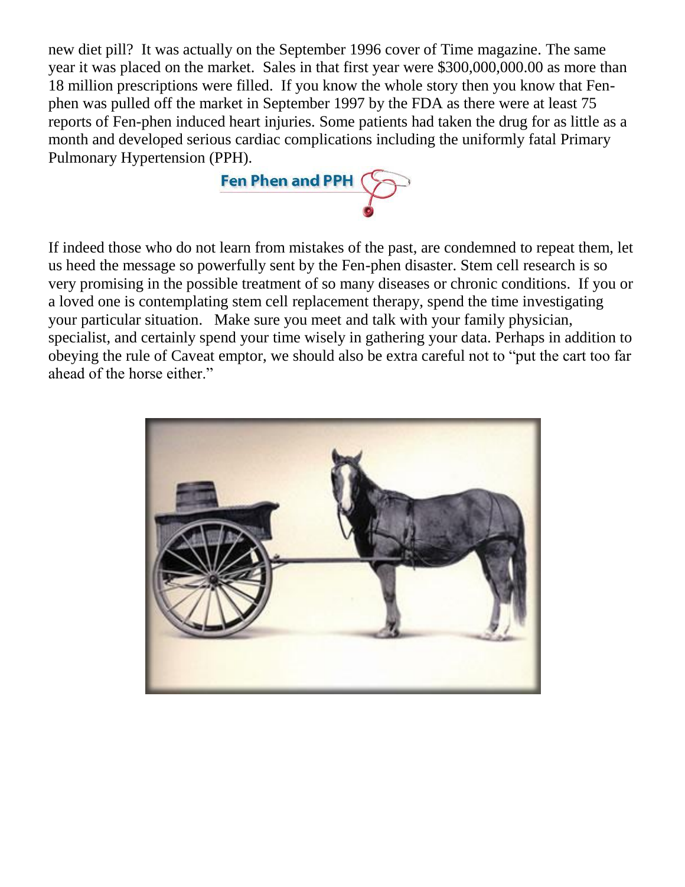new diet pill? It was actually on the September 1996 cover of Time magazine. The same year it was placed on the market. Sales in that first year were $300,000,000.00 as more than 18 million prescriptions were filled. If you know the whole story then you know that Fen-phen was pulled off the market in September 1997 by the FDA as there were at least 75 reports of Fen-phen induced heart injuries. Some patients had taken the drug for as little as a month and developed serious cardiac complications including the uniformly fatal Primary Pulmonary Hypertension (PPH).

**Fen Phen and PPH**

If indeed those who do not learn from mistakes of the past, are condemned to repeat them, let us heed the message so powerfully sent by the Fen-phen disaster. Stem cell research is so very promising in the possible treatment of so many diseases or chronic conditions. If you or a loved one is contemplating stem cell replacement therapy, spend the time investigating your particular situation. Make sure you meet and talk with your family physician, specialist, and certainly spend your time wisely in gathering your data. Perhaps in addition to obeying the rule of Caveat emptor, we should also be extra careful not to "put the cart too far ahead of the horse either."